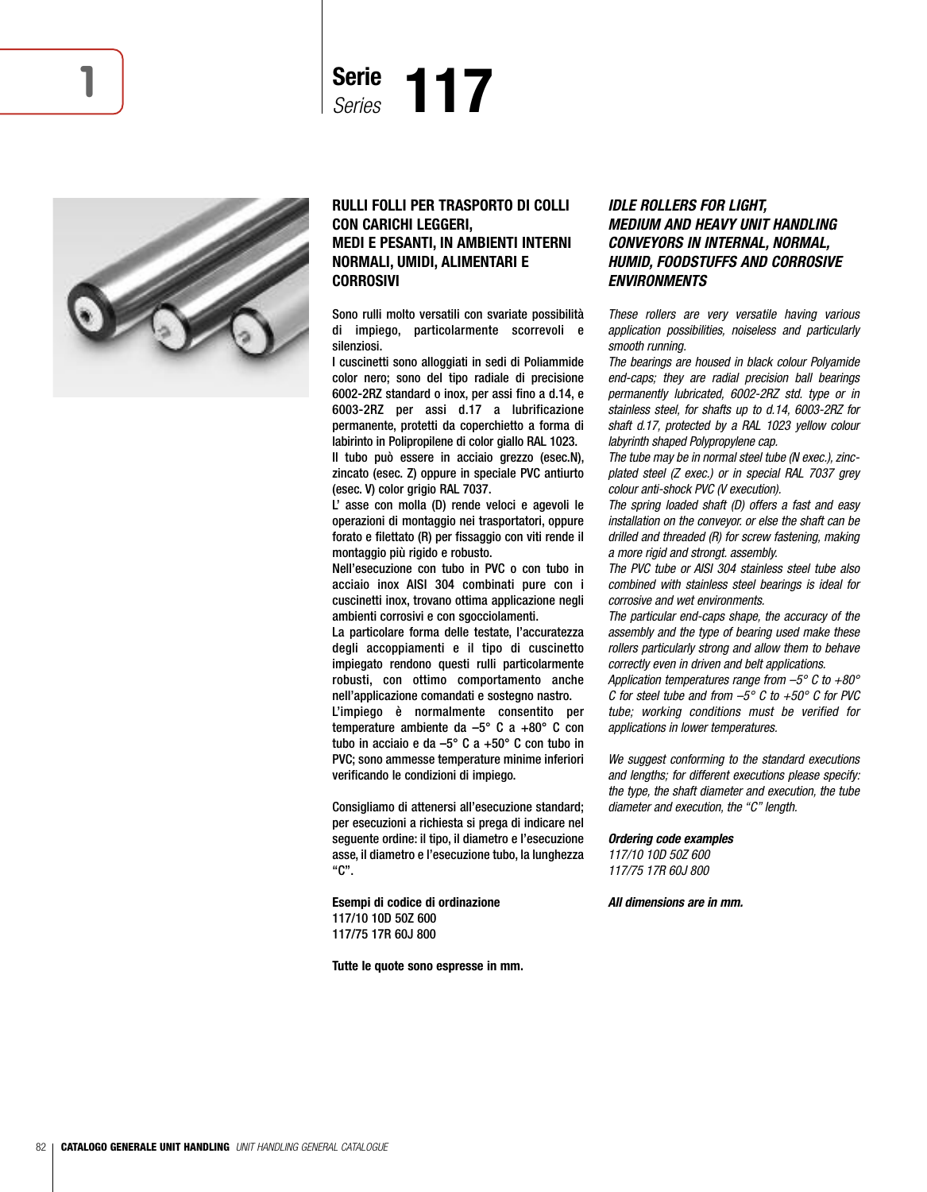# Serie *Series* 117

## RULLI FOLLI PER TRASPORTO DI COLLI CON CARICHI LEGGERI, MEDI E PESANTI, IN AMBIENTI INTERNI NORMALI, UMIDI, ALIMENTARI E CORROSIVI

Sono rulli molto versatili con svariate possibilità di impiego, particolarmente scorrevoli e silenziosi.
I cuscinetti sono alloggiati in sedi di Poliammide color nero; sono del tipo radiale di precisione 6002-2RZ standard o inox, per assi fino a d.14, e 6003-2RZ per assi d.17 a lubrificazione permanente, protetti da coperchietto a forma di labirinto in Polipropilene de color giallo RAL 1023.
Il tubo può essere in acciaio grezzo (esec.N), zincato (esec. Z) oppure in speciale PVC antiurto (esec. V) color grigio RAL 7037.
L' asse con molla (D) rende veloci e agevoli le operazioni di montaggio nei trasportatori, oppure forato e filettato (R) per fissaggio con viti rende il montaggio più rigido e robusto.
Nell'esecuzione con tubo in PVC o con tubo in acciaio inox AISI 304 combinati pure con i cuscinetti inox, trovano ottima applicazione negli ambienti corrosivi e con sgocciolamenti.
La particolare forma delle testate, l'accuratezza degli accoppiamenti e il tipo di cuscinetto impiegato rendono questi rulli particolarmente robusti, con ottimo comportamento anche nell'applicazione comandati e sostegno nastro.
L'impiego è normalmente consentito per temperature ambiente da –5° C a +80° C con tubo in acciaio e da –5° C a +50° C con tubo in PVC; sono ammesse temperature minime inferiori verificando le condizioni di impiego.

Consigliamo di attenersi all'esecuzione standard; per esecuzioni a richiesta si prega di indicare nel seguente ordine: il tipo, il diametro e l'esecuzione asse, il diametro e l'esecuzione tubo, la lunghezza "C".

**Esempi di codice di ordinazione**
117/10 10D 50Z 600
117/75 17R 60J 800

**Tutte le quote sono espresse in mm.**

## *IDLE ROLLERS FOR LIGHT, MEDIUM AND HEAVY UNIT HANDLING CONVEYORS IN INTERNAL, NORMAL, HUMID, FOODSTUFFS AND CORROSIVE ENVIRONMENTS*

*These rollers are very versatile having various application possibilities, noiseless and particularly smooth running.*
*The bearings are housed in black colour Polyamide end-caps; they are radial precision ball bearings permanently lubricated, 6002-2RZ std. type or in stainless steel, for shafts up to d.14, 6003-2RZ for shaft d.17, protected by a RAL 1023 yellow colour labyrinth shaped Polypropylene cap.*
*The tube may be in normal steel tube (N exec.), zinc-plated steel (Z exec.) or in special RAL 7037 grey colour anti-shock PVC (V execution).*
*The spring loaded shaft (D) offers a fast and easy installation on the conveyor. or else the shaft can be drilled and threaded (R) for screw fastening, making a more rigid and strongt. assembly.*
*The PVC tube or AISI 304 stainless steel tube also combined with stainless steel bearings is ideal for corrosive and wet environments.*
*The particular end-caps shape, the accuracy of the assembly and the type of bearing used make these rollers particularly strong and allow them to behave correctly even in driven and belt applications.*
*Application temperatures range from –5° C to +80° C for steel tube and from –5° C to +50° C for PVC tube; working conditions must be verified for applications in lower temperatures.*

*We suggest conforming to the standard executions and lengths; for different executions please specify: the type, the shaft diameter and execution, the tube diameter and execution, the "C" length.*

***Ordering code examples***
*117/10 10D 50Z 600*
*117/75 17R 60J 800*

***All dimensions are in mm.***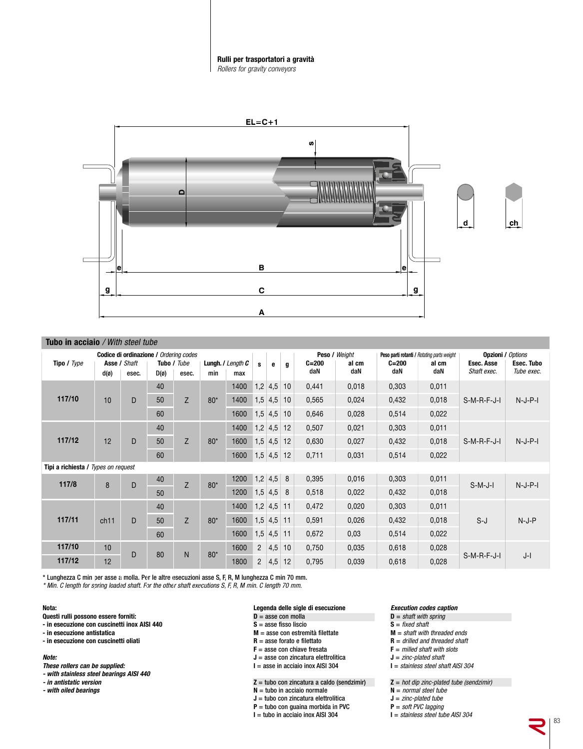**Rulli per trasportatori a gravità**
*Rollers for gravity conveyors*

EL=C+1

## Tubo in acciaio / *With steel tube*

| Tipo / *Type* | Asse / *Shaft* d(ø) | Asse / *Shaft* esec. | Tubo / *Tube* D(ø) | Tubo / *Tube* esec. | Lungh. / *Length C* min | Lungh. / *Length C* max | s | e | g | Peso / *Weight* C=200 daN | Peso / *Weight* al cm daN | Peso parti rotanti / *Rotating parts weight* C=200 daN | Peso parti rotanti / *Rotating parts weight* al cm daN | Opzioni / *Options* Esec. Asse *Shaft exec.* | Opzioni / *Options* Esec. Tubo *Tube exec.* |
|---|---|---|---|---|---|---|---|---|---|---|---|---|---|---|---|
| 117/10 | 10 | D | 40 | Z | 80* | 1400 | 1,2 | 4,5 | 10 | 0,441 | 0,018 | 0,303 | 0,011 | S-M-R-F-J-I | N-J-P-I |
| | | | 50 | | | 1400 | 1,5 | 4,5 | 10 | 0,565 | 0,024 | 0,432 | 0,018 | | |
| | | | 60 | | | 1600 | 1,5 | 4,5 | 10 | 0,646 | 0,028 | 0,514 | 0,022 | | |
| 117/12 | 12 | D | 40 | Z | 80* | 1400 | 1,2 | 4,5 | 12 | 0,507 | 0,021 | 0,303 | 0,011 | S-M-R-F-J-I | N-J-P-I |
| | | | 50 | | | 1600 | 1,5 | 4,5 | 12 | 0,630 | 0,027 | 0,432 | 0,018 | | |
| | | | 60 | | | 1600 | 1,5 | 4,5 | 12 | 0,711 | 0,031 | 0,514 | 0,022 | | |
| **Tipi a richiesta** / *Types on request* | | | | | | | | | | | | | | | |
| 117/8 | 8 | D | 40 | Z | 80* | 1200 | 1,2 | 4,5 | 8 | 0,395 | 0,016 | 0,303 | 0,011 | S-M-J-I | N-J-P-I |
| | | | 50 | | | 1200 | 1,5 | 4,5 | 8 | 0,518 | 0,022 | 0,432 | 0,018 | | |
| 117/11 | ch11 | D | 40 | Z | 80* | 1400 | 1,2 | 4,5 | 11 | 0,472 | 0,020 | 0,303 | 0,011 | S-J | N-J-P |
| | | | 50 | | | 1600 | 1,5 | 4,5 | 11 | 0,591 | 0,026 | 0,432 | 0,018 | | |
| | | | 60 | | | 1600 | 1,5 | 4,5 | 11 | 0,672 | 0,03 | 0,514 | 0,022 | | |
| 117/10 | 10 | D | 80 | N | 80* | 1600 | 2 | 4,5 | 10 | 0,750 | 0,035 | 0,618 | 0,028 | S-M-R-F-J-I | J-I |
| 117/12 | 12 | | | | | 1800 | 2 | 4,5 | 12 | 0,795 | 0,039 | 0,618 | 0,028 | | |

\* Lunghezza C min per asse a molla. Per le altre esecuzioni asse S, F, R, M lunghezza C min 70 mm.
*\* Min. C length for spring loaded shaft. For the other shaft executions S, F, R, M min. C length 70 mm.*

**Nota:**
**Questi rulli possono essere forniti:**
**- in esecuzione con cuscinetti inox AISI 440**
**- in esecuzione antistatica**
**- in esecuzione con cuscinetti oliati**

***Note:***
***These rollers can be supplied:***
***- with stainless steel bearings AISI 440***
***- in antistatic version***
***- with oiled bearings***

**Legenda delle sigle di esecuzione**
**D** = asse con molla
**S** = asse fisso liscio
**M** = asse con estremità filettate
**R** = asse forato e filettato
**F** = asse con chiave fresata
**J** = asse con zincatura elettrolitica
**I** = asse in acciaio inox AISI 304

**Z** = tubo con zincatura a caldo (sendzimir)
**N** = tubo in acciaio normale
**J** = tubo con zincatura elettrolitica
**P** = tubo con guaina morbida in PVC
**I** = tubo in acciaio inox AISI 304

***Execution codes caption***
**D** = *shaft with spring*
**S** = *fixed shaft*
**M** = *shaft with threaded ends*
**R** = *drilled and threaded shaft*
**F** = *milled shaft with slots*
**J** = *zinc-plated shaft*
**I** = *stainless steel shaft AISI 304*

**Z** = *hot dip zinc-plated tube (sendzimir)*
**N** = *normal steel tube*
**J** = *zinc-plated tube*
**P** = *soft PVC lagging*
**I** = *stainless steel tube AISI 304*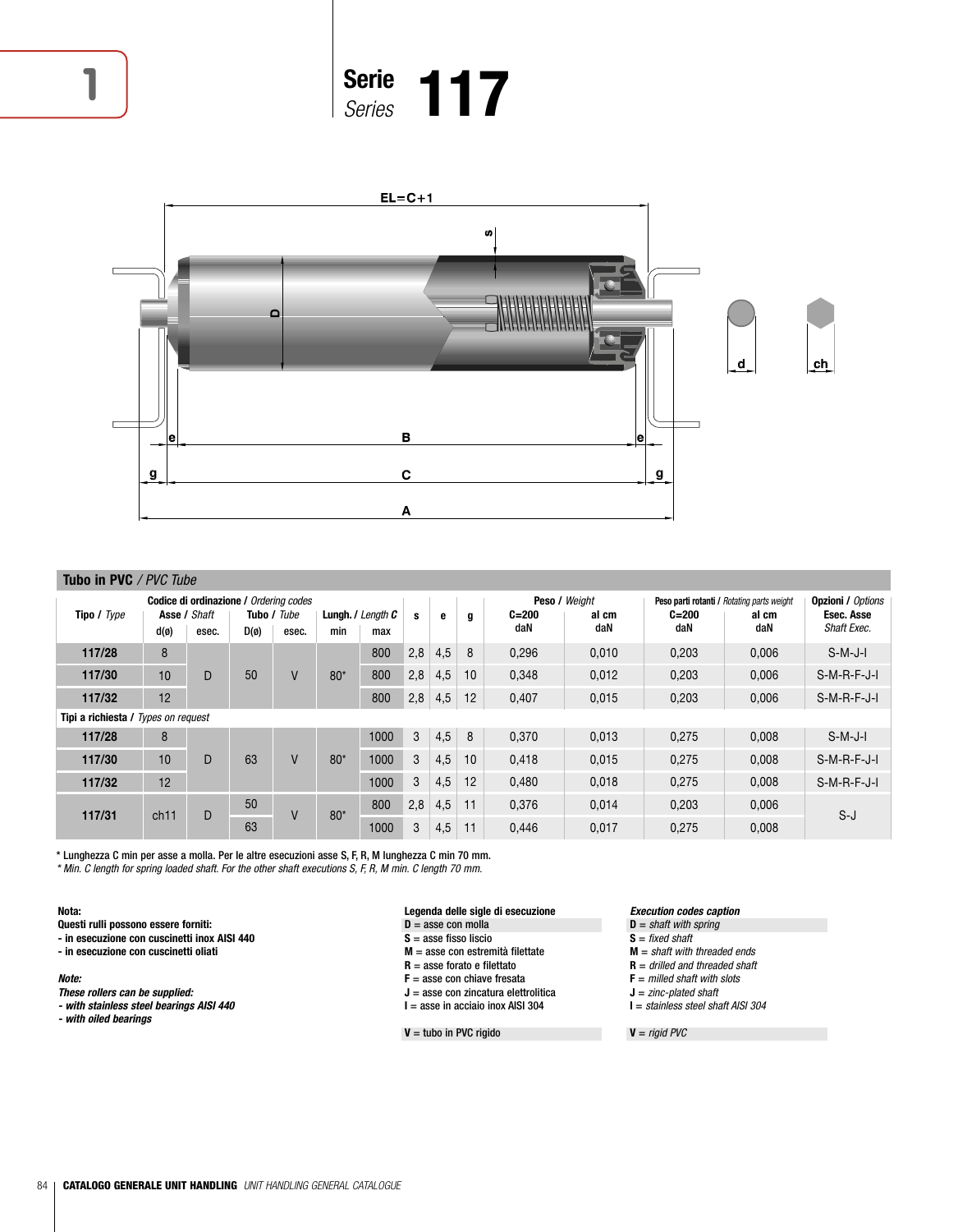# Serie *Series* 117

EL=C+1

## Tubo in PVC / *PVC Tube*

| Tipo / *Type* | Codice di ordinazione / *Ordering codes* Asse / *Shaft* d(ø) | esec. | Tubo / *Tube* D(ø) | esec. | Lungh. / *Length C* min | max | s | e | g | Peso / *Weight* C=200 daN | al cm daN | Peso parti rotanti / *Rotating parts weight* C=200 daN | al cm daN | Opzioni / *Options* Esec. Asse *Shaft Exec.* |
|---|---|---|---|---|---|---|---|---|---|---|---|---|---|---|
| 117/28 | 8 | D | 50 | V | 80* | 800 | 2,8 | 4,5 | 8 | 0,296 | 0,010 | 0,203 | 0,006 | S-M-J-I |
| 117/30 | 10 | | | | | 800 | 2,8 | 4,5 | 10 | 0,348 | 0,012 | 0,203 | 0,006 | S-M-R-F-J-I |
| 117/32 | 12 | | | | | 800 | 2,8 | 4,5 | 12 | 0,407 | 0,015 | 0,203 | 0,006 | S-M-R-F-J-I |
| **Tipi a richiesta** / *Types on request* | | | | | | | | | | | | | | |
| 117/28 | 8 | D | 63 | V | 80* | 1000 | 3 | 4,5 | 8 | 0,370 | 0,013 | 0,275 | 0,008 | S-M-J-I |
| 117/30 | 10 | | | | | 1000 | 3 | 4,5 | 10 | 0,418 | 0,015 | 0,275 | 0,008 | S-M-R-F-J-I |
| 117/32 | 12 | | | | | 1000 | 3 | 4,5 | 12 | 0,480 | 0,018 | 0,275 | 0,008 | S-M-R-F-J-I |
| 117/31 | ch11 | D | 50 | V | 80* | 800 | 2,8 | 4,5 | 11 | 0,376 | 0,014 | 0,203 | 0,006 | S-J |
| | | | 63 | | | 1000 | 3 | 4,5 | 11 | 0,446 | 0,017 | 0,275 | 0,008 | |

\* Lunghezza C min per asse a molla. Per le altre esecuzioni asse S, F, R, M lunghezza C min 70 mm.
*\* Min. C length for spring loaded shaft. For the other shaft executions S, F, R, M min. C length 70 mm.*

**Nota:**
**Questi rulli possono essere forniti:**
**- in esecuzione con cuscinetti inox AISI 440**
**- in esecuzione con cuscinetti oliati**

***Note:***
***These rollers can be supplied:***
***- with stainless steel bearings AISI 440***
***- with oiled bearings***

**Legenda delle sigle di esecuzione**

**D** = asse con molla
**S** = asse fisso liscio
**M** = asse con estremità filettate
**R** = asse forato e filettato
**F** = asse con chiave fresata
**J** = asse con zincatura elettrolitica
**I** = asse in acciaio inox AISI 304

**V** = tubo in PVC rigido

***Execution codes caption***

**D** = *shaft with spring*
**S** = *fixed shaft*
**M** = *shaft with threaded ends*
**R** = *drilled and threaded shaft*
**F** = *milled shaft with slots*
**J** = *zinc-plated shaft*
**I** = *stainless steel shaft AISI 304*

**V** = *rigid PVC*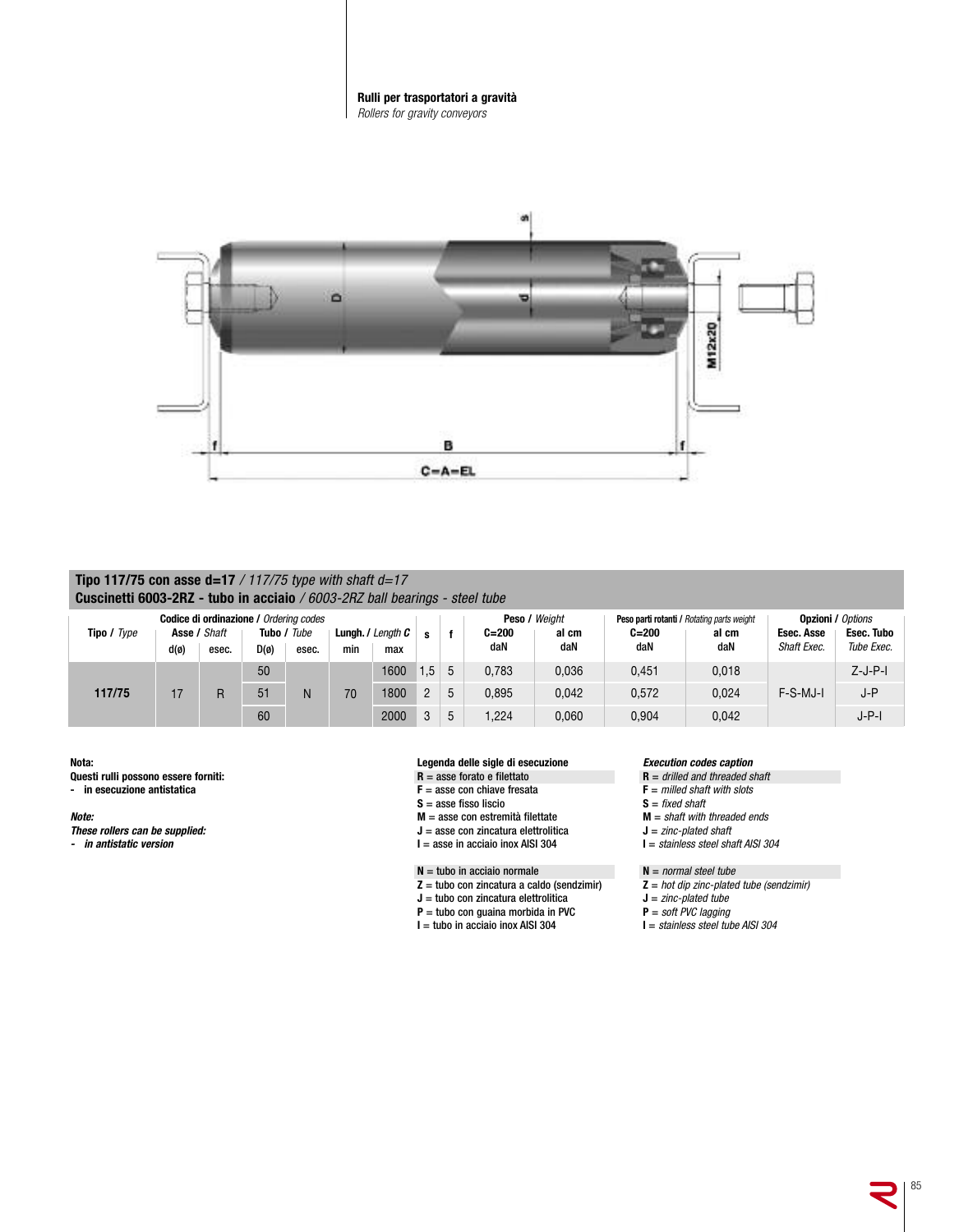**Rulli per trasportatori a gravità**
*Rollers for gravity conveyors*

## Tipo 117/75 con asse d=17 / *117/75 type with shaft d=17*
### Cuscinetti 6003-2RZ - tubo in acciaio / *6003-2RZ ball bearings - steel tube*

| Tipo / *Type* | Codice di ordinazione / *Ordering codes* | | | | | | s | f | Peso / *Weight* | | Peso parti rotanti / *Rotating parts weight* | | Opzioni / *Options* | |
|---|---|---|---|---|---|---|---|---|---|---|---|---|---|---|
| | Asse / *Shaft* | | Tubo / *Tube* | | Lungh. / *Length C* | | | | C=200 | al cm | C=200 | al cm | Esec. Asse | Esec. Tubo |
| | d(ø) | esec. | D(ø) | esec. | min | max | | | daN | daN | daN | daN | *Shaft Exec.* | *Tube Exec.* |
| 117/75 | 17 | R | 50 | N | 70 | 1600 | 1,5 | 5 | 0,783 | 0,036 | 0,451 | 0,018 | F-S-MJ-I | Z-J-P-I |
| | | | 51 | | | 1800 | 2 | 5 | 0,895 | 0,042 | 0,572 | 0,024 | | J-P |
| | | | 60 | | | 2000 | 3 | 5 | 1,224 | 0,060 | 0,904 | 0,042 | | J-P-I |

**Nota:**
**Questi rulli possono essere forniti:**
- **in esecuzione antistatica**

***Note:***
***These rollers can be supplied:***
- ***in antistatic version***

**Legenda delle sigle di esecuzione**
**R** = asse forato e filettato
**F** = asse con chiave fresata
**S** = asse fisso liscio
**M** = asse con estremità filettate
**J** = asse con zincatura elettrolitica
**I** = asse in acciaio inox AISI 304

**N** = tubo in acciaio normale
**Z** = tubo con zincatura a caldo (sendzimir)
**J** = tubo con zincatura elettrolitica
**P** = tubo con guaina morbida in PVC
**I** = tubo in acciaio inox AISI 304

***Execution codes caption***
**R** = *drilled and threaded shaft*
**F** = *milled shaft with slots*
**S** = *fixed shaft*
**M** = *shaft with threaded ends*
**J** = *zinc-plated shaft*
**I** = *stainless steel shaft AISI 304*

**N** = *normal steel tube*
**Z** = *hot dip zinc-plated tube (sendzimir)*
**J** = *zinc-plated tube*
**P** = *soft PVC lagging*
**I** = *stainless steel tube AISI 304*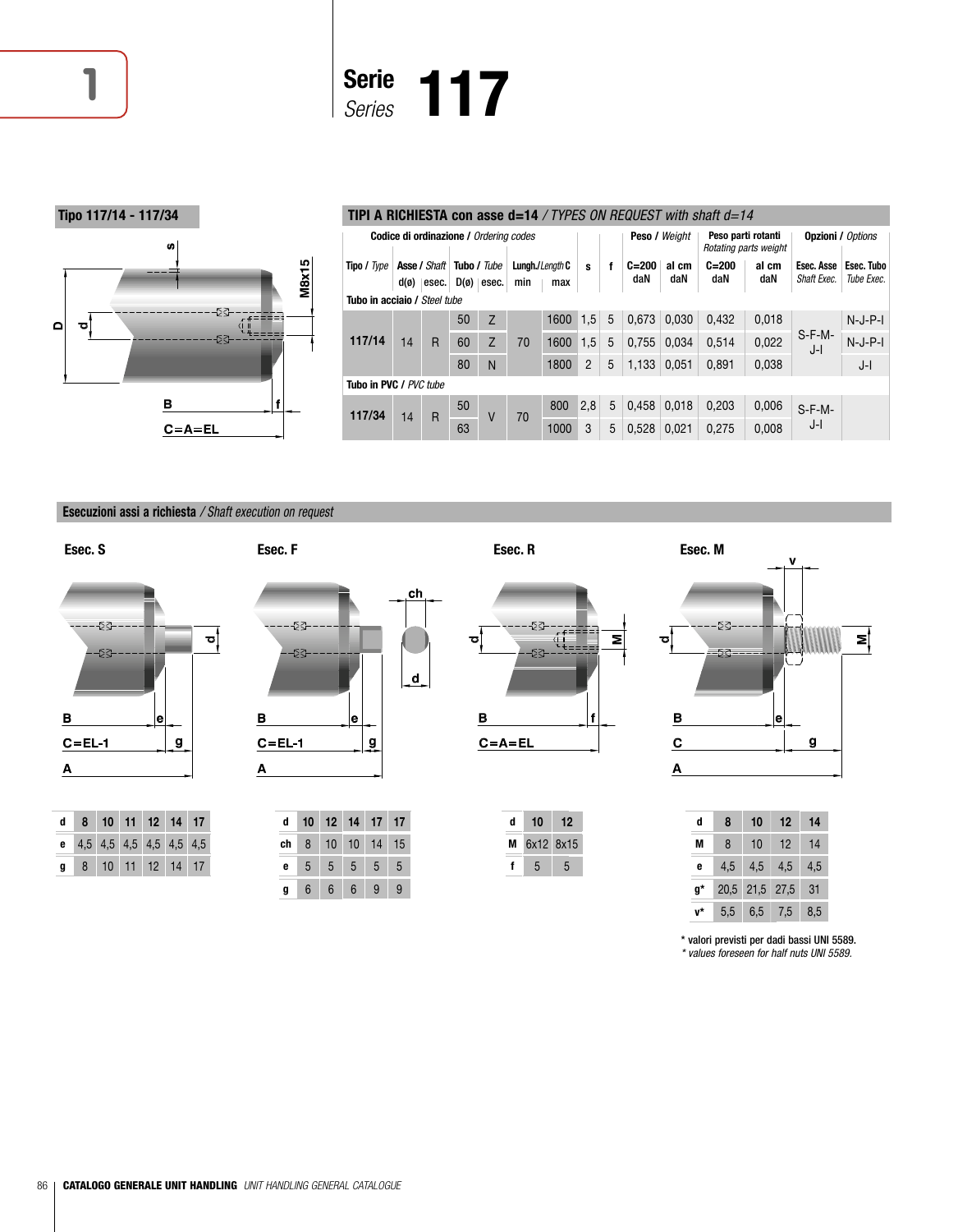# Serie *Series* 117

## Tipo 117/14 - 117/34

## TIPI A RICHIESTA con asse d=14 / *TYPES ON REQUEST with shaft d=14*

| Codice di ordinazione / *Ordering codes* | | | | | | | | | Peso / *Weight* | | Peso parti rotanti *Rotating parts weight* | | Opzioni / *Options* | |
|---|---|---|---|---|---|---|---|---|---|---|---|---|---|---|
| Tipo / *Type* | Asse / *Shaft* d(ø) | esec. | Tubo / *Tube* D(ø) | esec. | Lungh./*Length* C min | max | s | f | C=200 daN | al cm daN | C=200 daN | al cm daN | Esec. Asse *Shaft Exec.* | Esec. Tubo *Tube Exec.* |
| **Tubo in acciaio / *Steel tube*** | | | | | | | | | | | | | | |
| 117/14 | 14 | R | 50 | Z | 70 | 1600 | 1,5 | 5 | 0,673 | 0,030 | 0,432 | 0,018 | S-F-M-J-I | N-J-P-I |
| | | | 60 | Z | | 1600 | 1,5 | 5 | 0,755 | 0,034 | 0,514 | 0,022 | | N-J-P-I |
| | | | 80 | N | | 1800 | 2 | 5 | 1,133 | 0,051 | 0,891 | 0,038 | | J-I |
| **Tubo in PVC / *PVC tube*** | | | | | | | | | | | | | | |
| 117/34 | 14 | R | 50 | V | 70 | 800 | 2,8 | 5 | 0,458 | 0,018 | 0,203 | 0,006 | S-F-M-J-I | |
| | | | 63 | | | 1000 | 3 | 5 | 0,528 | 0,021 | 0,275 | 0,008 | | |

## Esecuzioni assi a richiesta / *Shaft execution on request*

### Esec. S

| d | 8 | 10 | 11 | 12 | 14 | 17 |
|---|---|---|---|---|---|---|
| e | 4,5 | 4,5 | 4,5 | 4,5 | 4,5 | 4,5 |
| g | 8 | 10 | 11 | 12 | 14 | 17 |

### Esec. F

| d | 10 | 12 | 14 | 17 | 17 |
|---|---|---|---|---|---|
| ch | 8 | 10 | 10 | 14 | 15 |
| e | 5 | 5 | 5 | 5 | 5 |
| g | 6 | 6 | 6 | 9 | 9 |

### Esec. R

| d | 10 | 12 |
|---|---|---|
| M | 6x12 | 8x15 |
| f | 5 | 5 |

### Esec. M

| d | 8 | 10 | 12 | 14 |
|---|---|---|---|---|
| M | 8 | 10 | 12 | 14 |
| e | 4,5 | 4,5 | 4,5 | 4,5 |
| g* | 20,5 | 21,5 | 27,5 | 31 |
| v* | 5,5 | 6,5 | 7,5 | 8,5 |

\* valori previsti per dadi bassi UNI 5589.
*\* values foreseen for half nuts UNI 5589.*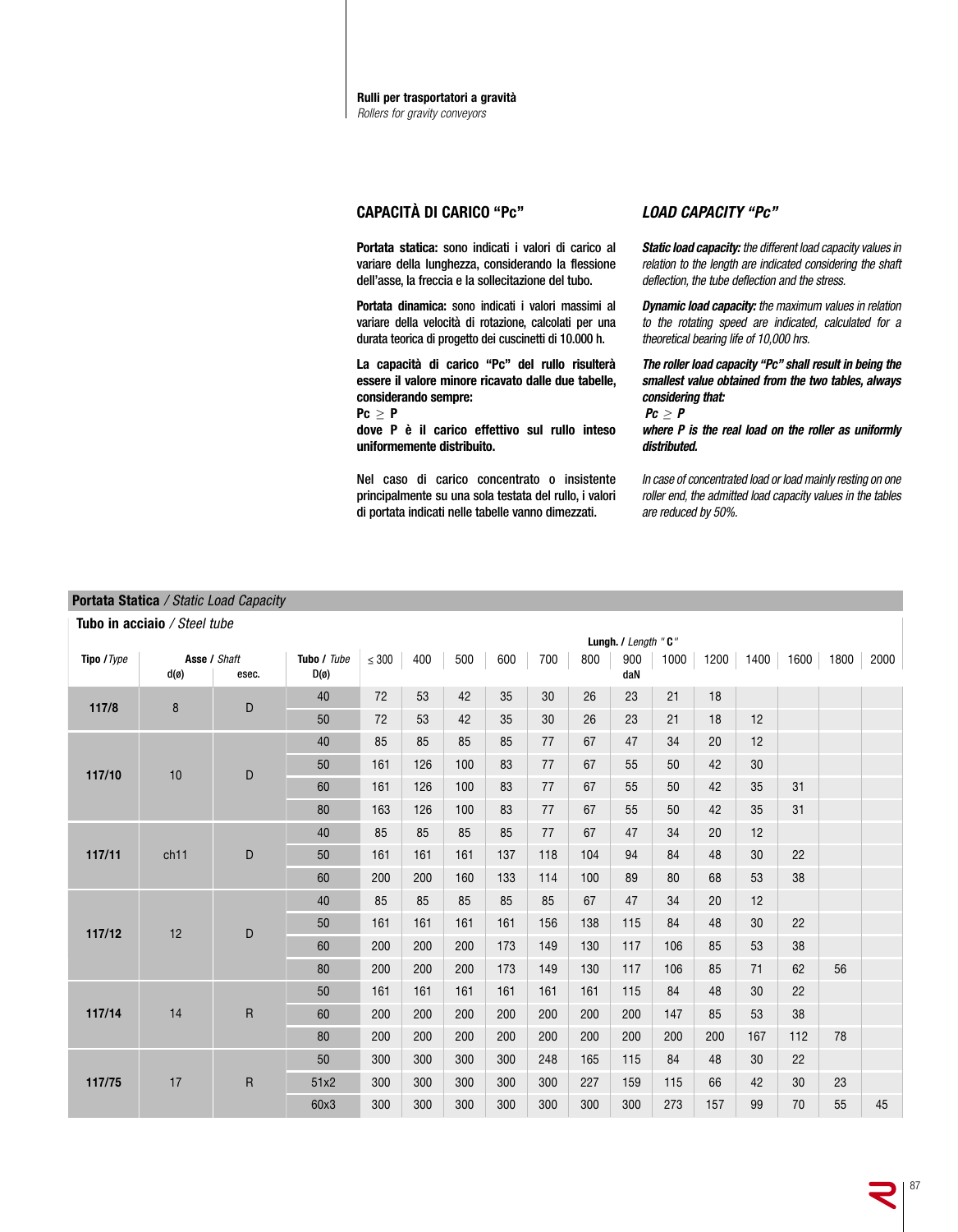**Rulli per trasportatori a gravità**
*Rollers for gravity conveyors*

## CAPACITÀ DI CARICO "Pc"

**Portata statica:** sono indicati i valori di carico al variare della lunghezza, considerando la flessione dell'asse, la freccia e la sollecitazione del tubo.

**Portata dinamica:** sono indicati i valori massimi al variare della velocità di rotazione, calcolati per una durata teorica di progetto dei cuscinetti di 10.000 h.

**La capacità di carico "Pc" del rullo risulterà essere il valore minore ricavato dalle due tabelle, considerando sempre:**
**$Pc \geq P$**
**dove P è il carico effettivo sul rullo inteso uniformemente distribuito.**

Nel caso di carico concentrato o insistente principalmente su una sola testata del rullo, i valori di portata indicati nelle tabelle vanno dimezzati.

## *LOAD CAPACITY "Pc"*

***Static load capacity:*** *the different load capacity values in relation to the length are indicated considering the shaft deflection, the tube deflection and the stress.*

***Dynamic load capacity:*** *the maximum values in relation to the rotating speed are indicated, calculated for a theoretical bearing life of 10,000 hrs.*

***The roller load capacity "Pc" shall result in being the smallest value obtained from the two tables, always considering that:***
***$Pc \geq P$***
***where P is the real load on the roller as uniformly distributed.***

*In case of concentrated load or load mainly resting on one roller end, the admitted load capacity values in the tables are reduced by 50%.*

### Portata Statica / *Static Load Capacity*

**Tubo in acciaio** / *Steel tube*

| Tipo / *Type* | Asse / *Shaft* d(ø) | Asse / *Shaft* esec. | Tubo / *Tube* D(ø) | Lungh. / *Length* "C" ≤ 300 | 400 | 500 | 600 | 700 | 800 | 900 daN | 1000 | 1200 | 1400 | 1600 | 1800 | 2000 |
|---|---|---|---|---|---|---|---|---|---|---|---|---|---|---|---|---|
| 117/8 | 8 | D | 40 | 72 | 53 | 42 | 35 | 30 | 26 | 23 | 21 | 18 | | | | |
| | | | 50 | 72 | 53 | 42 | 35 | 30 | 26 | 23 | 21 | 18 | 12 | | | |
| 117/10 | 10 | D | 40 | 85 | 85 | 85 | 85 | 77 | 67 | 47 | 34 | 20 | 12 | | | |
| | | | 50 | 161 | 126 | 100 | 83 | 77 | 67 | 55 | 50 | 42 | 30 | | | |
| | | | 60 | 161 | 126 | 100 | 83 | 77 | 67 | 55 | 50 | 42 | 35 | 31 | | |
| | | | 80 | 163 | 126 | 100 | 83 | 77 | 67 | 55 | 50 | 42 | 35 | 31 | | |
| 117/11 | ch11 | D | 40 | 85 | 85 | 85 | 85 | 77 | 67 | 47 | 34 | 20 | 12 | | | |
| | | | 50 | 161 | 161 | 161 | 137 | 118 | 104 | 94 | 84 | 48 | 30 | 22 | | |
| | | | 60 | 200 | 200 | 160 | 133 | 114 | 100 | 89 | 80 | 68 | 53 | 38 | | |
| 117/12 | 12 | D | 40 | 85 | 85 | 85 | 85 | 85 | 67 | 47 | 34 | 20 | 12 | | | |
| | | | 50 | 161 | 161 | 161 | 161 | 156 | 138 | 115 | 84 | 48 | 30 | 22 | | |
| | | | 60 | 200 | 200 | 200 | 173 | 149 | 130 | 117 | 106 | 85 | 53 | 38 | | |
| | | | 80 | 200 | 200 | 200 | 173 | 149 | 130 | 117 | 106 | 85 | 71 | 62 | 56 | |
| 117/14 | 14 | R | 50 | 161 | 161 | 161 | 161 | 161 | 161 | 115 | 84 | 48 | 30 | 22 | | |
| | | | 60 | 200 | 200 | 200 | 200 | 200 | 200 | 200 | 147 | 85 | 53 | 38 | | |
| | | | 80 | 200 | 200 | 200 | 200 | 200 | 200 | 200 | 200 | 200 | 167 | 112 | 78 | |
| 117/75 | 17 | R | 50 | 300 | 300 | 300 | 300 | 248 | 165 | 115 | 84 | 48 | 30 | 22 | | |
| | | | 51x2 | 300 | 300 | 300 | 300 | 300 | 227 | 159 | 115 | 66 | 42 | 30 | 23 | |
| | | | 60x3 | 300 | 300 | 300 | 300 | 300 | 300 | 300 | 273 | 157 | 99 | 70 | 55 | 45 |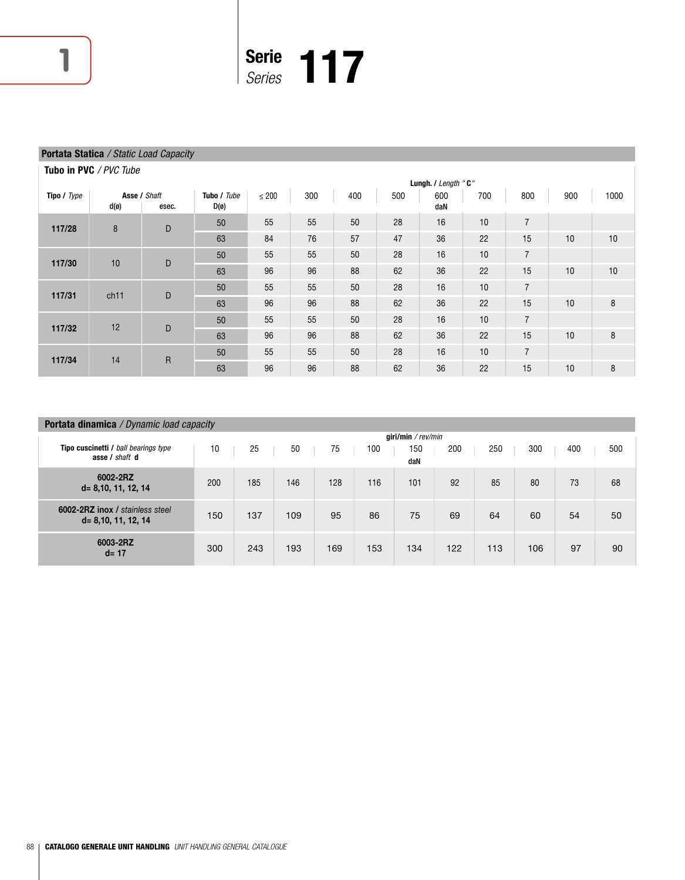# Serie *Series* 117

## Portata Statica / *Static Load Capacity*

**Tubo in PVC** / *PVC Tube*

| Tipo / *Type* | Asse / *Shaft* d(ø) | esec. | Tubo / *Tube* D(ø) | ≤ 200 | 300 | 400 | 500 | 600 | 700 | 800 | 900 | 1000 |
|---|---|---|---|---|---|---|---|---|---|---|---|---|
| | | | | Lungh. / *Length* "C" daN | | | | | | | | |
| **117/28** | 8 | D | 50 | 55 | 55 | 50 | 28 | 16 | 10 | 7 | | |
| | | | 63 | 84 | 76 | 57 | 47 | 36 | 22 | 15 | 10 | 10 |
| **117/30** | 10 | D | 50 | 55 | 55 | 50 | 28 | 16 | 10 | 7 | | |
| | | | 63 | 96 | 96 | 88 | 62 | 36 | 22 | 15 | 10 | 10 |
| **117/31** | ch11 | D | 50 | 55 | 55 | 50 | 28 | 16 | 10 | 7 | | |
| | | | 63 | 96 | 96 | 88 | 62 | 36 | 22 | 15 | 10 | 8 |
| **117/32** | 12 | D | 50 | 55 | 55 | 50 | 28 | 16 | 10 | 7 | | |
| | | | 63 | 96 | 96 | 88 | 62 | 36 | 22 | 15 | 10 | 8 |
| **117/34** | 14 | R | 50 | 55 | 55 | 50 | 28 | 16 | 10 | 7 | | |
| | | | 63 | 96 | 96 | 88 | 62 | 36 | 22 | 15 | 10 | 8 |

## Portata dinamica / *Dynamic load capacity*

| Tipo cuscinetti / *ball bearings type* asse / *shaft* d | 10 | 25 | 50 | 75 | 100 | 150 | 200 | 250 | 300 | 400 | 500 |
|---|---|---|---|---|---|---|---|---|---|---|---|
| | giri/min / *rev/min* daN | | | | | | | | | | |
| **6002-2RZ** d= 8,10, 11, 12, 14 | 200 | 185 | 146 | 128 | 116 | 101 | 92 | 85 | 80 | 73 | 68 |
| **6002-2RZ inox** / *stainless steel* d= 8,10, 11, 12, 14 | 150 | 137 | 109 | 95 | 86 | 75 | 69 | 64 | 60 | 54 | 50 |
| **6003-2RZ** d= 17 | 300 | 243 | 193 | 169 | 153 | 134 | 122 | 113 | 106 | 97 | 90 |